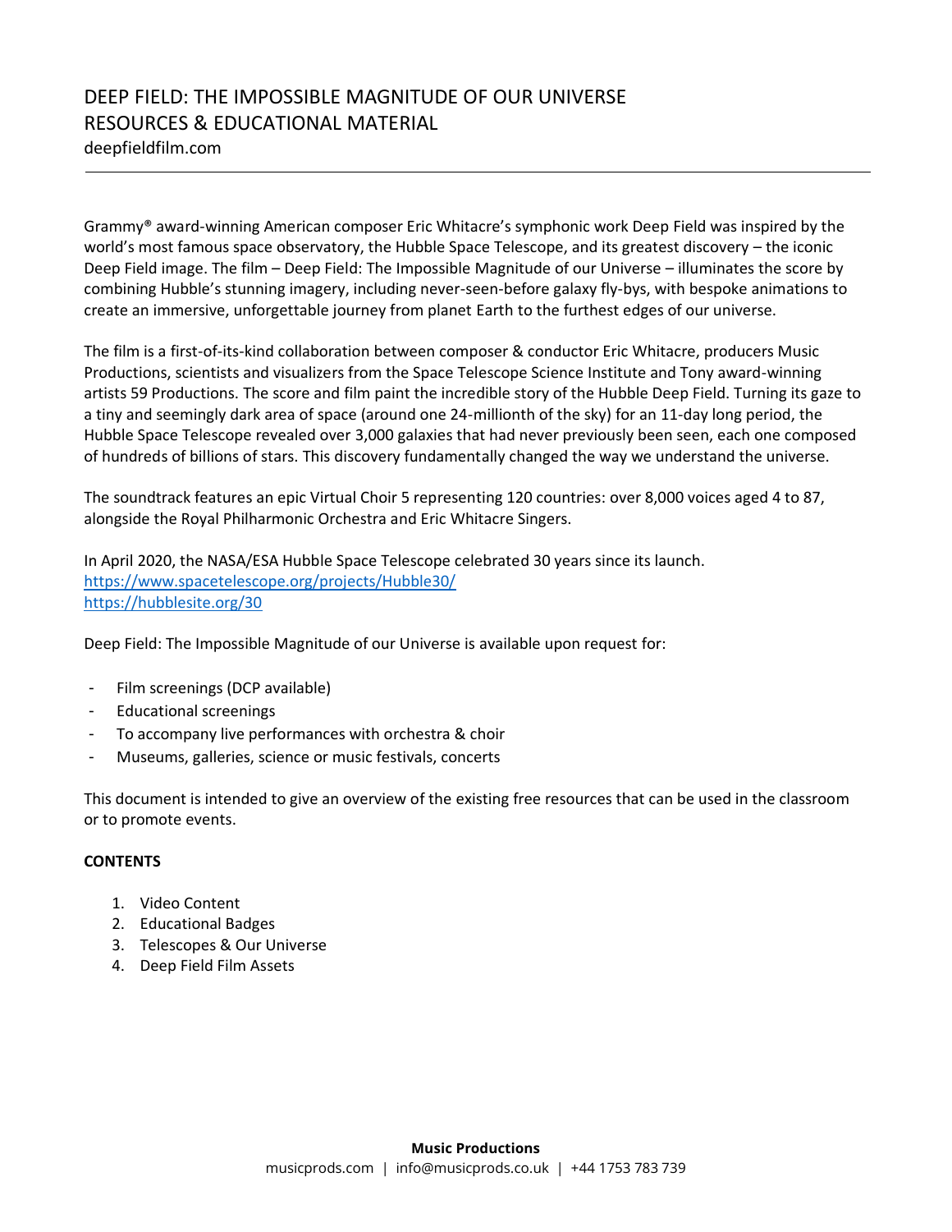# DEEP FIELD: THE IMPOSSIBLE MAGNITUDE OF OUR UNIVERSE
## RESOURCES & EDUCATIONAL MATERIAL

deepfieldfilm.com

---

Grammy® award-winning American composer Eric Whitacre's symphonic work Deep Field was inspired by the world's most famous space observatory, the Hubble Space Telescope, and its greatest discovery – the iconic Deep Field image. The film – Deep Field: The Impossible Magnitude of our Universe – illuminates the score by combining Hubble's stunning imagery, including never-seen-before galaxy fly-bys, with bespoke animations to create an immersive, unforgettable journey from planet Earth to the furthest edges of our universe.

The film is a first-of-its-kind collaboration between composer & conductor Eric Whitacre, producers Music Productions, scientists and visualizers from the Space Telescope Science Institute and Tony award-winning artists 59 Productions. The score and film paint the incredible story of the Hubble Deep Field. Turning its gaze to a tiny and seemingly dark area of space (around one 24-millionth of the sky) for an 11-day long period, the Hubble Space Telescope revealed over 3,000 galaxies that had never previously been seen, each one composed of hundreds of billions of stars. This discovery fundamentally changed the way we understand the universe.

The soundtrack features an epic Virtual Choir 5 representing 120 countries: over 8,000 voices aged 4 to 87, alongside the Royal Philharmonic Orchestra and Eric Whitacre Singers.

In April 2020, the NASA/ESA Hubble Space Telescope celebrated 30 years since its launch.
https://www.spacetelescope.org/projects/Hubble30/
https://hubblesite.org/30

Deep Field: The Impossible Magnitude of our Universe is available upon request for:

- Film screenings (DCP available)
- Educational screenings
- To accompany live performances with orchestra & choir
- Museums, galleries, science or music festivals, concerts

This document is intended to give an overview of the existing free resources that can be used in the classroom or to promote events.

**CONTENTS**

1. Video Content
2. Educational Badges
3. Telescopes & Our Universe
4. Deep Field Film Assets

**Music Productions**
musicprods.com | info@musicprods.co.uk | +44 1753 783 739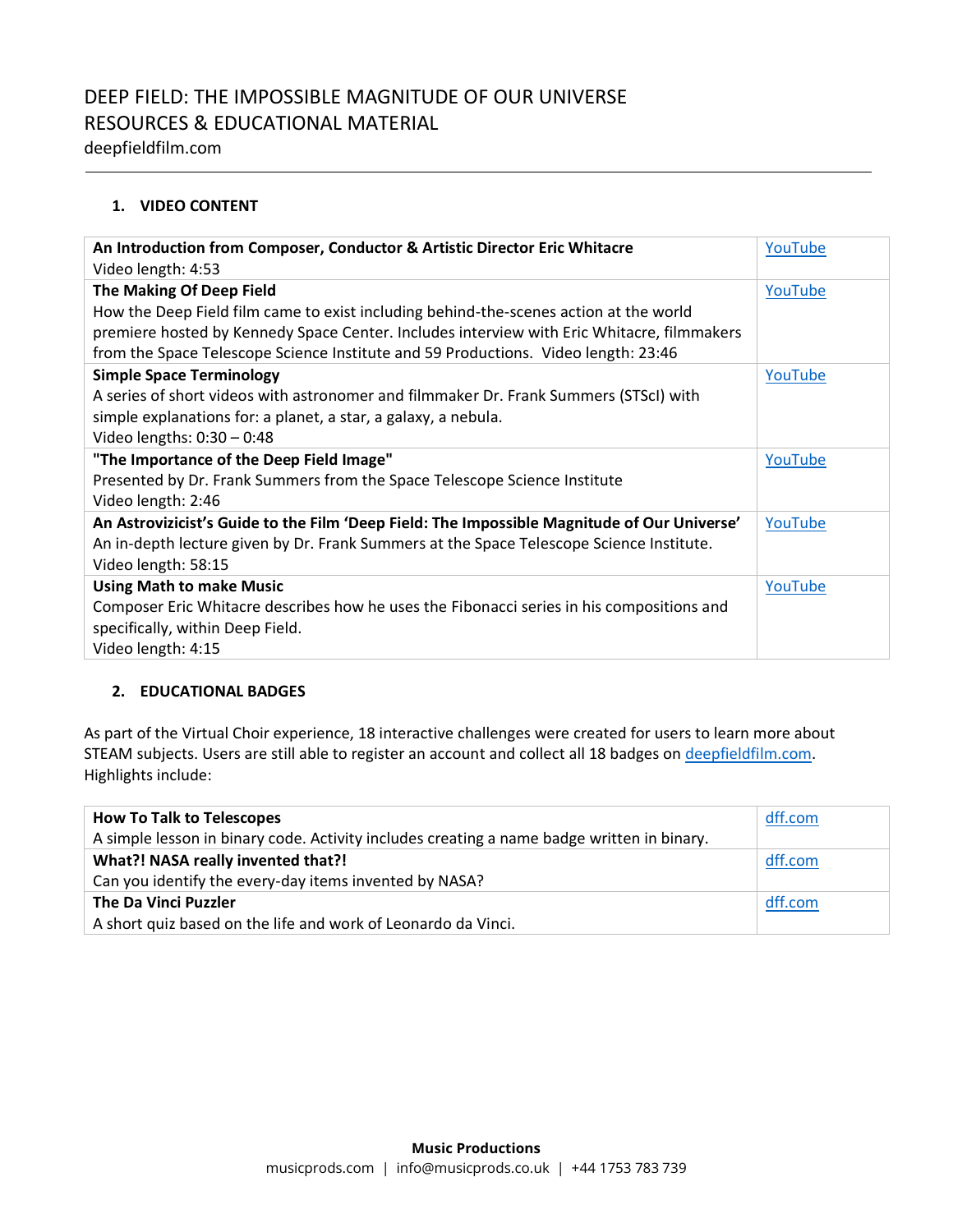DEEP FIELD: THE IMPOSSIBLE MAGNITUDE OF OUR UNIVERSE
RESOURCES & EDUCATIONAL MATERIAL
deepfieldfilm.com

---

## 1. VIDEO CONTENT

| | |
|---|---|
| **An Introduction from Composer, Conductor & Artistic Director Eric Whitacre**<br>Video length: 4:53 | YouTube |
| **The Making Of Deep Field**<br>How the Deep Field film came to exist including behind-the-scenes action at the world premiere hosted by Kennedy Space Center. Includes interview with Eric Whitacre, filmmakers from the Space Telescope Science Institute and 59 Productions. Video length: 23:46 | YouTube |
| **Simple Space Terminology**<br>A series of short videos with astronomer and filmmaker Dr. Frank Summers (STScI) with simple explanations for: a planet, a star, a galaxy, a nebula.<br>Video lengths: 0:30 – 0:48 | YouTube |
| **"The Importance of the Deep Field Image"**<br>Presented by Dr. Frank Summers from the Space Telescope Science Institute<br>Video length: 2:46 | YouTube |
| **An Astrovizicist's Guide to the Film 'Deep Field: The Impossible Magnitude of Our Universe'**<br>An in-depth lecture given by Dr. Frank Summers at the Space Telescope Science Institute.<br>Video length: 58:15 | YouTube |
| **Using Math to make Music**<br>Composer Eric Whitacre describes how he uses the Fibonacci series in his compositions and specifically, within Deep Field.<br>Video length: 4:15 | YouTube |

## 2. EDUCATIONAL BADGES

As part of the Virtual Choir experience, 18 interactive challenges were created for users to learn more about STEAM subjects. Users are still able to register an account and collect all 18 badges on deepfieldfilm.com. Highlights include:

| | |
|---|---|
| **How To Talk to Telescopes**<br>A simple lesson in binary code. Activity includes creating a name badge written in binary. | dff.com |
| **What?! NASA really invented that?!**<br>Can you identify the every-day items invented by NASA? | dff.com |
| **The Da Vinci Puzzler**<br>A short quiz based on the life and work of Leonardo da Vinci. | dff.com |

**Music Productions**
musicprods.com | info@musicprods.co.uk | +44 1753 783 739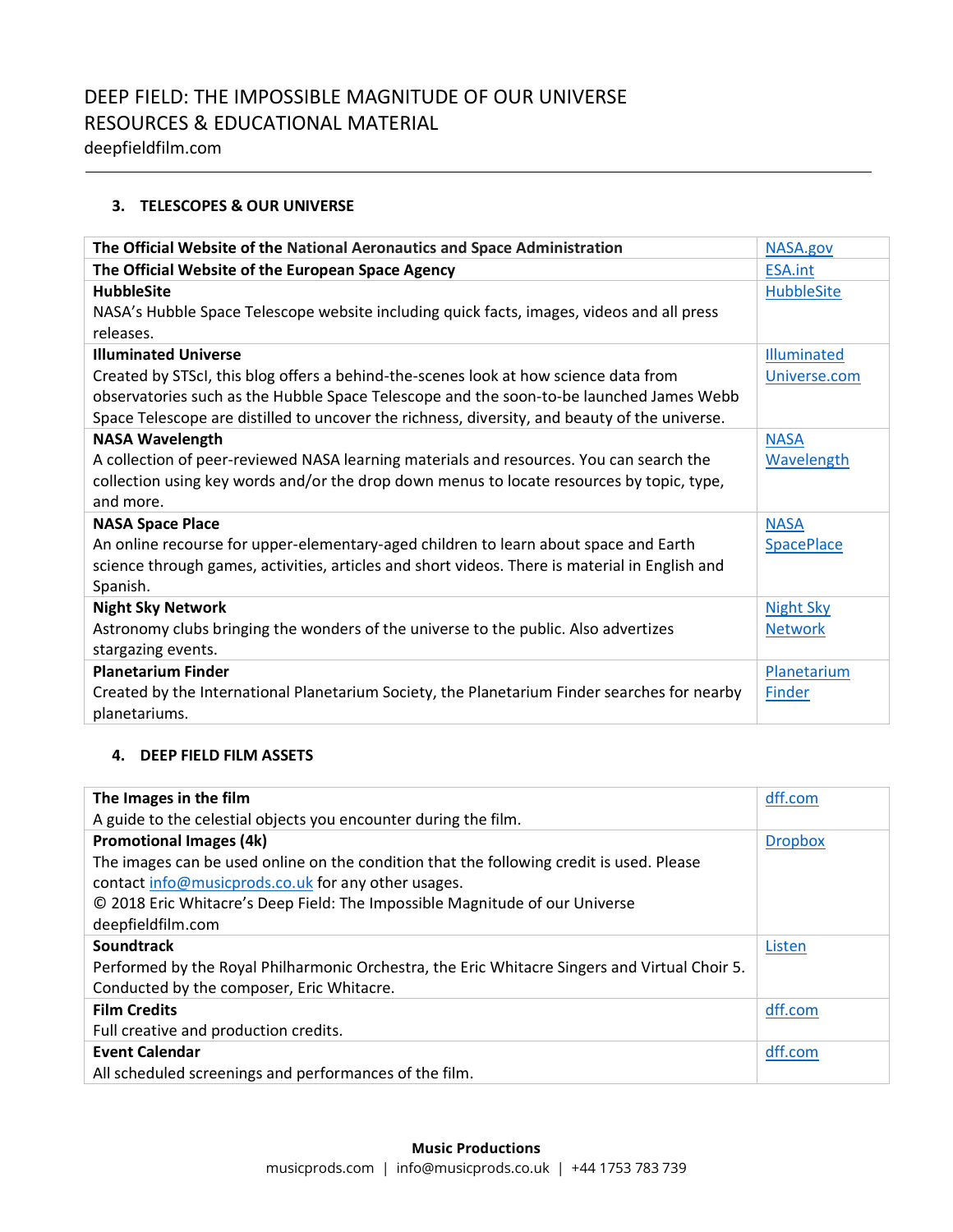DEEP FIELD: THE IMPOSSIBLE MAGNITUDE OF OUR UNIVERSE
RESOURCES & EDUCATIONAL MATERIAL
deepfieldfilm.com

### 3. TELESCOPES & OUR UNIVERSE

| | |
|---|---|
| **The Official Website of the National Aeronautics and Space Administration** | NASA.gov |
| **The Official Website of the European Space Agency** | ESA.int |
| **HubbleSite**<br>NASA's Hubble Space Telescope website including quick facts, images, videos and all press releases. | HubbleSite |
| **Illuminated Universe**<br>Created by STScI, this blog offers a behind-the-scenes look at how science data from observatories such as the Hubble Space Telescope and the soon-to-be launched James Webb Space Telescope are distilled to uncover the richness, diversity, and beauty of the universe. | Illuminated Universe.com |
| **NASA Wavelength**<br>A collection of peer-reviewed NASA learning materials and resources. You can search the collection using key words and/or the drop down menus to locate resources by topic, type, and more. | NASA Wavelength |
| **NASA Space Place**<br>An online recourse for upper-elementary-aged children to learn about space and Earth science through games, activities, articles and short videos. There is material in English and Spanish. | NASA SpacePlace |
| **Night Sky Network**<br>Astronomy clubs bringing the wonders of the universe to the public. Also advertizes stargazing events. | Night Sky Network |
| **Planetarium Finder**<br>Created by the International Planetarium Society, the Planetarium Finder searches for nearby planetariums. | Planetarium Finder |

### 4. DEEP FIELD FILM ASSETS

| | |
|---|---|
| **The Images in the film**<br>A guide to the celestial objects you encounter during the film. | dff.com |
| **Promotional Images (4k)**<br>The images can be used online on the condition that the following credit is used. Please contact info@musicprods.co.uk for any other usages.<br>© 2018 Eric Whitacre's Deep Field: The Impossible Magnitude of our Universe deepfieldfilm.com | Dropbox |
| **Soundtrack**<br>Performed by the Royal Philharmonic Orchestra, the Eric Whitacre Singers and Virtual Choir 5. Conducted by the composer, Eric Whitacre. | Listen |
| **Film Credits**<br>Full creative and production credits. | dff.com |
| **Event Calendar**<br>All scheduled screenings and performances of the film. | dff.com |

**Music Productions**
musicprods.com | info@musicprods.co.uk | +44 1753 783 739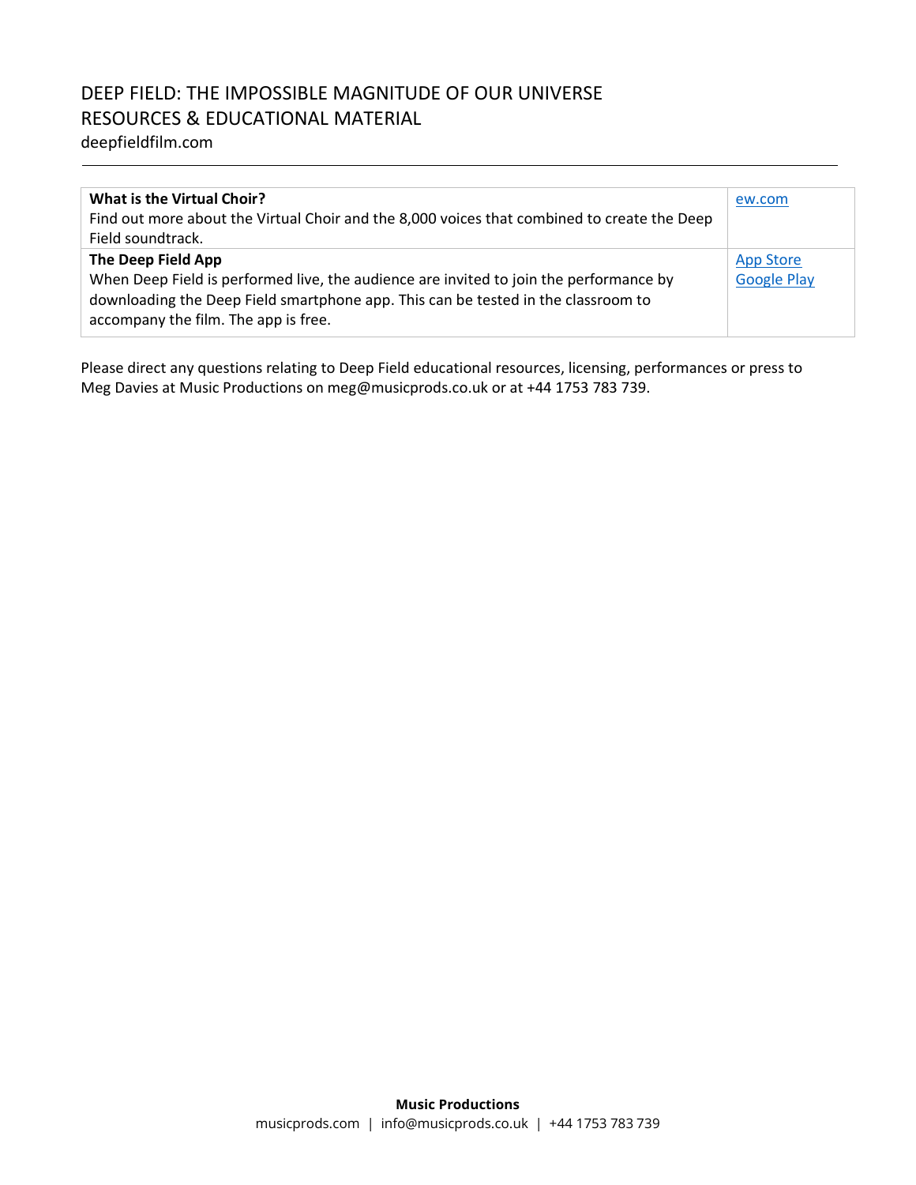DEEP FIELD: THE IMPOSSIBLE MAGNITUDE OF OUR UNIVERSE
RESOURCES & EDUCATIONAL MATERIAL
deepfieldfilm.com

| | |
|---|---|
| **What is the Virtual Choir?**<br>Find out more about the Virtual Choir and the 8,000 voices that combined to create the Deep Field soundtrack. | ew.com |
| **The Deep Field App**<br>When Deep Field is performed live, the audience are invited to join the performance by downloading the Deep Field smartphone app. This can be tested in the classroom to accompany the film. The app is free. | App Store<br>Google Play |

Please direct any questions relating to Deep Field educational resources, licensing, performances or press to Meg Davies at Music Productions on meg@musicprods.co.uk or at +44 1753 783 739.

**Music Productions**
musicprods.com | info@musicprods.co.uk | +44 1753 783 739